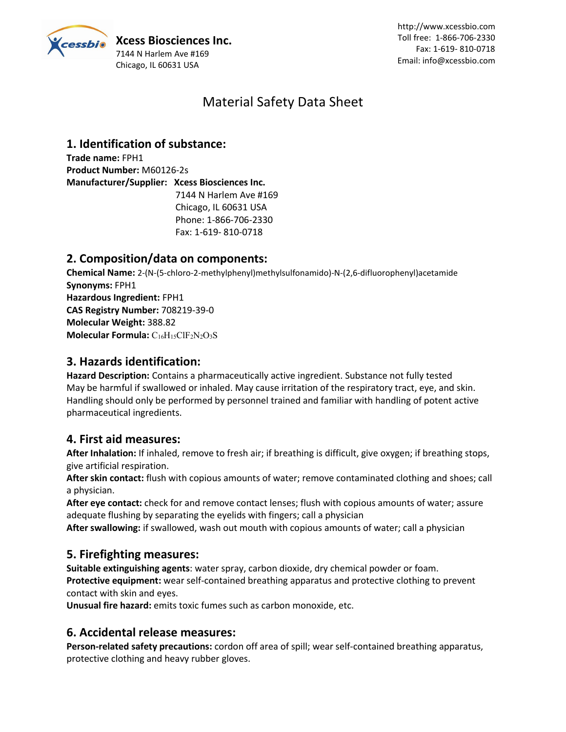**Xcess Biosciences Inc.**
7144 N Harlem Ave #169
Chicago, IL 60631 USA

http://www.xcessbio.com
Toll free: 1-866-706-2330
Fax: 1-619- 810-0718
Email: info@xcessbio.com

# Material Safety Data Sheet

## 1. Identification of substance:

**Trade name:** FPH1
**Product Number:** M60126-2s
**Manufacturer/Supplier:** **Xcess Biosciences Inc.**
7144 N Harlem Ave #169
Chicago, IL 60631 USA
Phone: 1-866-706-2330
Fax: 1-619- 810-0718

## 2. Composition/data on components:

**Chemical Name:** 2-(N-(5-chloro-2-methylphenyl)methylsulfonamido)-N-(2,6-difluorophenyl)acetamide
**Synonyms:** FPH1
**Hazardous Ingredient:** FPH1
**CAS Registry Number:** 708219-39-0
**Molecular Weight:** 388.82
**Molecular Formula:** $C_{16}H_{15}ClF_2N_2O_3S$

## 3. Hazards identification:

**Hazard Description:** Contains a pharmaceutically active ingredient. Substance not fully tested May be harmful if swallowed or inhaled. May cause irritation of the respiratory tract, eye, and skin. Handling should only be performed by personnel trained and familiar with handling of potent active pharmaceutical ingredients.

## 4. First aid measures:

**After Inhalation:** If inhaled, remove to fresh air; if breathing is difficult, give oxygen; if breathing stops, give artificial respiration.
**After skin contact:** flush with copious amounts of water; remove contaminated clothing and shoes; call a physician.
**After eye contact:** check for and remove contact lenses; flush with copious amounts of water; assure adequate flushing by separating the eyelids with fingers; call a physician
**After swallowing:** if swallowed, wash out mouth with copious amounts of water; call a physician

## 5. Firefighting measures:

**Suitable extinguishing agents**: water spray, carbon dioxide, dry chemical powder or foam.
**Protective equipment:** wear self-contained breathing apparatus and protective clothing to prevent contact with skin and eyes.
**Unusual fire hazard:** emits toxic fumes such as carbon monoxide, etc.

## 6. Accidental release measures:

**Person-related safety precautions:** cordon off area of spill; wear self-contained breathing apparatus, protective clothing and heavy rubber gloves.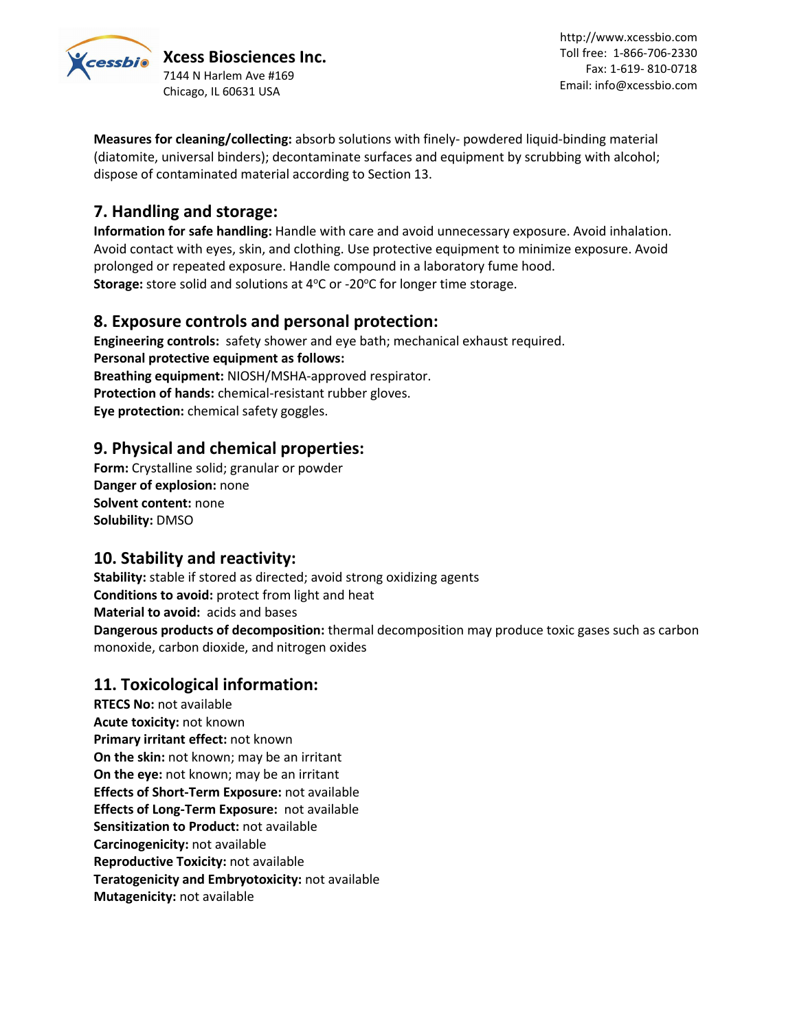**Measures for cleaning/collecting:** absorb solutions with finely- powdered liquid-binding material (diatomite, universal binders); decontaminate surfaces and equipment by scrubbing with alcohol; dispose of contaminated material according to Section 13.

## 7. Handling and storage:

**Information for safe handling:** Handle with care and avoid unnecessary exposure. Avoid inhalation. Avoid contact with eyes, skin, and clothing. Use protective equipment to minimize exposure. Avoid prolonged or repeated exposure. Handle compound in a laboratory fume hood.
**Storage:** store solid and solutions at 4$^{o}$C or -20$^{o}$C for longer time storage.

## 8. Exposure controls and personal protection:

**Engineering controls:** safety shower and eye bath; mechanical exhaust required.
**Personal protective equipment as follows:**
**Breathing equipment:** NIOSH/MSHA-approved respirator.
**Protection of hands:** chemical-resistant rubber gloves.
**Eye protection:** chemical safety goggles.

## 9. Physical and chemical properties:

**Form:** Crystalline solid; granular or powder
**Danger of explosion:** none
**Solvent content:** none
**Solubility:** DMSO

## 10. Stability and reactivity:

**Stability:** stable if stored as directed; avoid strong oxidizing agents
**Conditions to avoid:** protect from light and heat
**Material to avoid:** acids and bases
**Dangerous products of decomposition:** thermal decomposition may produce toxic gases such as carbon monoxide, carbon dioxide, and nitrogen oxides

## 11. Toxicological information:

**RTECS No:** not available
**Acute toxicity:** not known
**Primary irritant effect:** not known
**On the skin:** not known; may be an irritant
**On the eye:** not known; may be an irritant
**Effects of Short-Term Exposure:** not available
**Effects of Long-Term Exposure:** not available
**Sensitization to Product:** not available
**Carcinogenicity:** not available
**Reproductive Toxicity:** not available
**Teratogenicity and Embryotoxicity:** not available
**Mutagenicity:** not available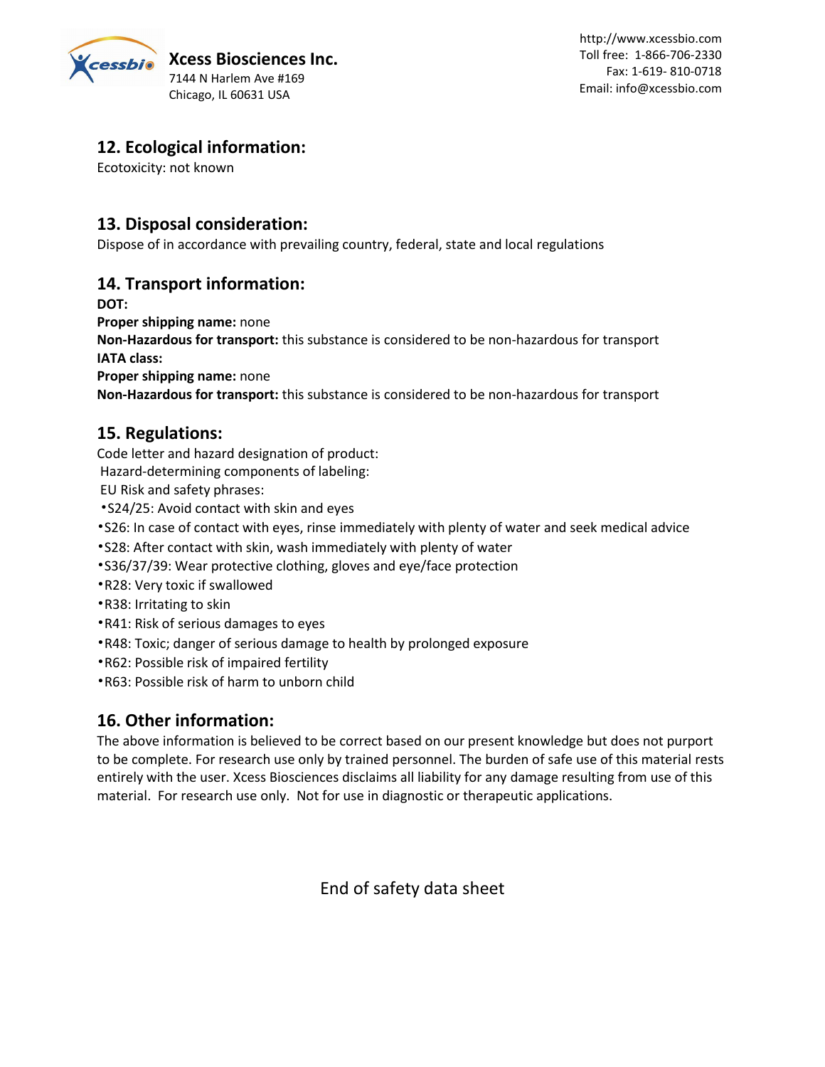## 12. Ecological information:

Ecotoxicity: not known

## 13. Disposal consideration:

Dispose of in accordance with prevailing country, federal, state and local regulations

## 14. Transport information:

**DOT:**
**Proper shipping name:** none
**Non-Hazardous for transport:** this substance is considered to be non-hazardous for transport
**IATA class:**
**Proper shipping name:** none
**Non-Hazardous for transport:** this substance is considered to be non-hazardous for transport

## 15. Regulations:

Code letter and hazard designation of product:
Hazard-determining components of labeling:
EU Risk and safety phrases:

- S24/25: Avoid contact with skin and eyes
- S26: In case of contact with eyes, rinse immediately with plenty of water and seek medical advice
- S28: After contact with skin, wash immediately with plenty of water
- S36/37/39: Wear protective clothing, gloves and eye/face protection
- R28: Very toxic if swallowed
- R38: Irritating to skin
- R41: Risk of serious damages to eyes
- R48: Toxic; danger of serious damage to health by prolonged exposure
- R62: Possible risk of impaired fertility
- R63: Possible risk of harm to unborn child

## 16. Other information:

The above information is believed to be correct based on our present knowledge but does not purport to be complete. For research use only by trained personnel. The burden of safe use of this material rests entirely with the user. Xcess Biosciences disclaims all liability for any damage resulting from use of this material. For research use only. Not for use in diagnostic or therapeutic applications.

End of safety data sheet